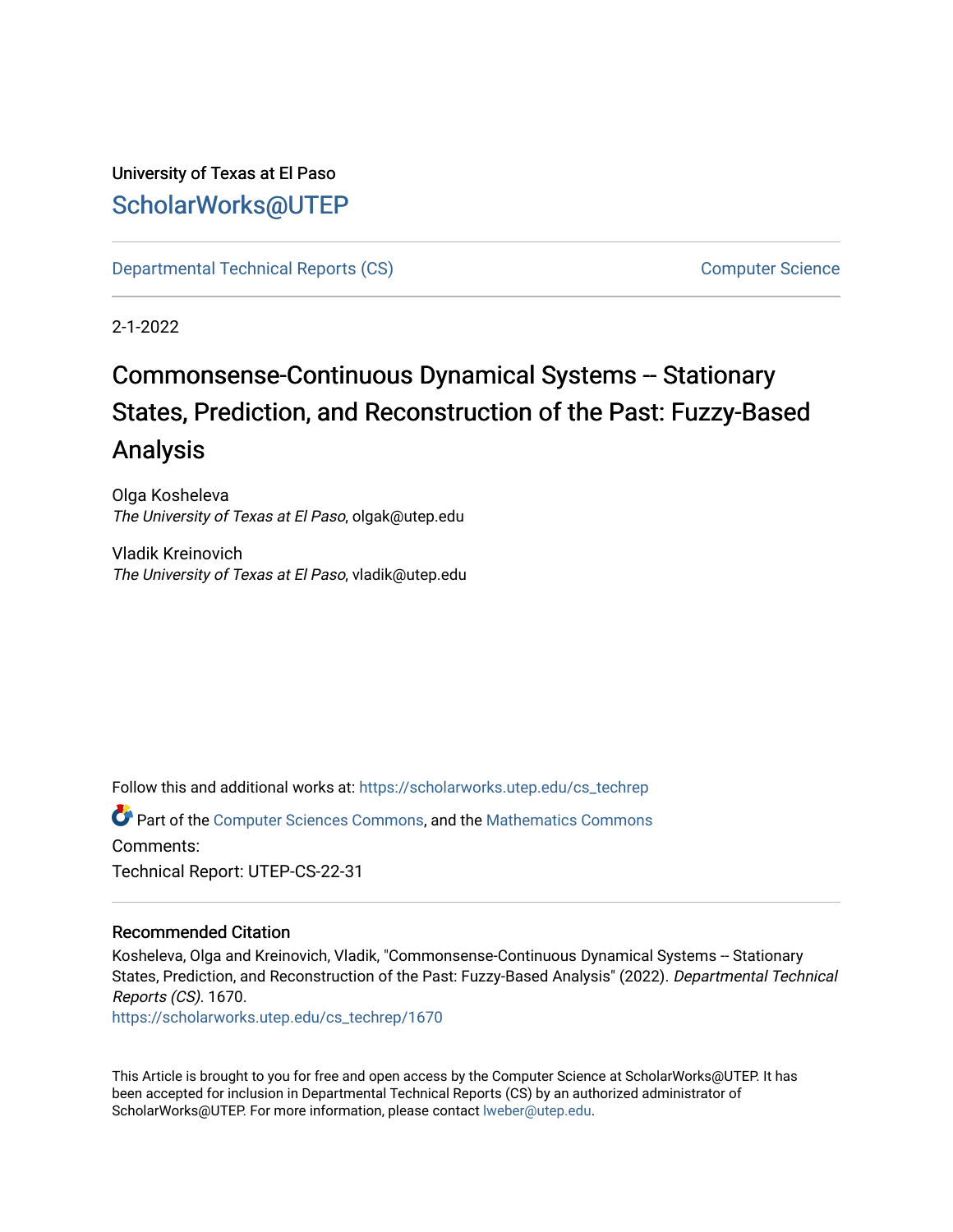University of Texas at El Paso

ScholarWorks@UTEP

Departmental Technical Reports (CS) | Computer Science

2-1-2022

# Commonsense-Continuous Dynamical Systems -- Stationary States, Prediction, and Reconstruction of the Past: Fuzzy-Based Analysis

Olga Kosheleva
*The University of Texas at El Paso*, olgak@utep.edu

Vladik Kreinovich
*The University of Texas at El Paso*, vladik@utep.edu

Follow this and additional works at: https://scholarworks.utep.edu/cs_techrep

Part of the Computer Sciences Commons, and the Mathematics Commons

Comments:

Technical Report: UTEP-CS-22-31

## Recommended Citation

Kosheleva, Olga and Kreinovich, Vladik, "Commonsense-Continuous Dynamical Systems -- Stationary States, Prediction, and Reconstruction of the Past: Fuzzy-Based Analysis" (2022). *Departmental Technical Reports (CS)*. 1670.
https://scholarworks.utep.edu/cs_techrep/1670

This Article is brought to you for free and open access by the Computer Science at ScholarWorks@UTEP. It has been accepted for inclusion in Departmental Technical Reports (CS) by an authorized administrator of ScholarWorks@UTEP. For more information, please contact lweber@utep.edu.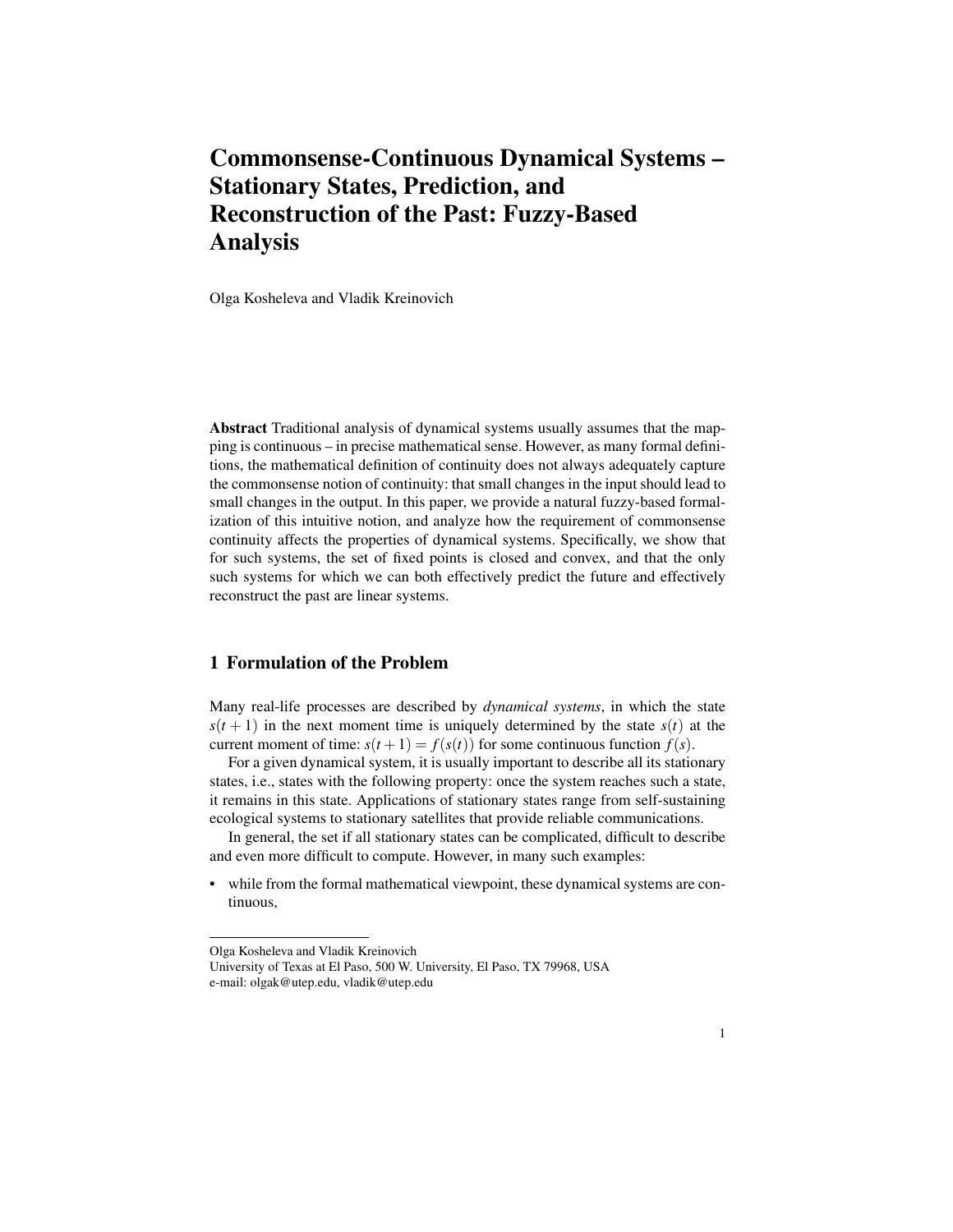# Commonsense-Continuous Dynamical Systems – Stationary States, Prediction, and Reconstruction of the Past: Fuzzy-Based Analysis

Olga Kosheleva and Vladik Kreinovich

**Abstract** Traditional analysis of dynamical systems usually assumes that the mapping is continuous – in precise mathematical sense. However, as many formal definitions, the mathematical definition of continuity does not always adequately capture the commonsense notion of continuity: that small changes in the input should lead to small changes in the output. In this paper, we provide a natural fuzzy-based formalization of this intuitive notion, and analyze how the requirement of commonsense continuity affects the properties of dynamical systems. Specifically, we show that for such systems, the set of fixed points is closed and convex, and that the only such systems for which we can both effectively predict the future and effectively reconstruct the past are linear systems.

## 1 Formulation of the Problem

Many real-life processes are described by *dynamical systems*, in which the state $s(t+1)$ in the next moment time is uniquely determined by the state $s(t)$ at the current moment of time: $s(t+1) = f(s(t))$ for some continuous function $f(s)$.

For a given dynamical system, it is usually important to describe all its stationary states, i.e., states with the following property: once the system reaches such a state, it remains in this state. Applications of stationary states range from self-sustaining ecological systems to stationary satellites that provide reliable communications.

In general, the set if all stationary states can be complicated, difficult to describe and even more difficult to compute. However, in many such examples:

- while from the formal mathematical viewpoint, these dynamical systems are continuous,

---

Olga Kosheleva and Vladik Kreinovich
University of Texas at El Paso, 500 W. University, El Paso, TX 79968, USA
e-mail: olgak@utep.edu, vladik@utep.edu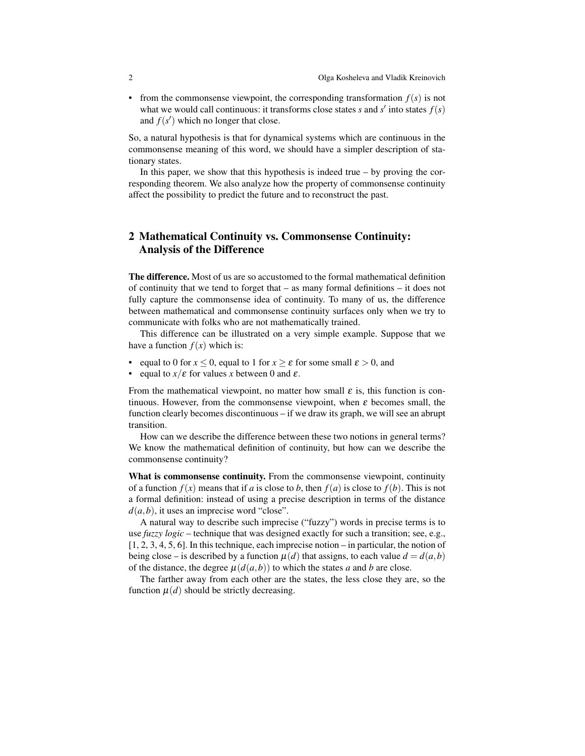- from the commonsense viewpoint, the corresponding transformation $f(s)$ is not what we would call continuous: it transforms close states $s$ and $s'$ into states $f(s)$ and $f(s')$ which no longer that close.

So, a natural hypothesis is that for dynamical systems which are continuous in the commonsense meaning of this word, we should have a simpler description of stationary states.

In this paper, we show that this hypothesis is indeed true – by proving the corresponding theorem. We also analyze how the property of commonsense continuity affect the possibility to predict the future and to reconstruct the past.

## 2 Mathematical Continuity vs. Commonsense Continuity: Analysis of the Difference

**The difference.** Most of us are so accustomed to the formal mathematical definition of continuity that we tend to forget that – as many formal definitions – it does not fully capture the commonsense idea of continuity. To many of us, the difference between mathematical and commonsense continuity surfaces only when we try to communicate with folks who are not mathematically trained.

This difference can be illustrated on a very simple example. Suppose that we have a function $f(x)$ which is:

- equal to 0 for $x \le 0$, equal to 1 for $x \ge \varepsilon$ for some small $\varepsilon > 0$, and
- equal to $x/\varepsilon$ for values $x$ between 0 and $\varepsilon$.

From the mathematical viewpoint, no matter how small $\varepsilon$ is, this function is continuous. However, from the commonsense viewpoint, when $\varepsilon$ becomes small, the function clearly becomes discontinuous – if we draw its graph, we will see an abrupt transition.

How can we describe the difference between these two notions in general terms? We know the mathematical definition of continuity, but how can we describe the commonsense continuity?

**What is commonsense continuity.** From the commonsense viewpoint, continuity of a function $f(x)$ means that if $a$ is close to $b$, then $f(a)$ is close to $f(b)$. This is not a formal definition: instead of using a precise description in terms of the distance $d(a,b)$, it uses an imprecise word "close".

A natural way to describe such imprecise ("fuzzy") words in precise terms is to use *fuzzy logic* – technique that was designed exactly for such a transition; see, e.g., [1, 2, 3, 4, 5, 6]. In this technique, each imprecise notion – in particular, the notion of being close – is described by a function $\mu(d)$ that assigns, to each value $d = d(a,b)$ of the distance, the degree $\mu(d(a,b))$ to which the states $a$ and $b$ are close.

The farther away from each other are the states, the less close they are, so the function $\mu(d)$ should be strictly decreasing.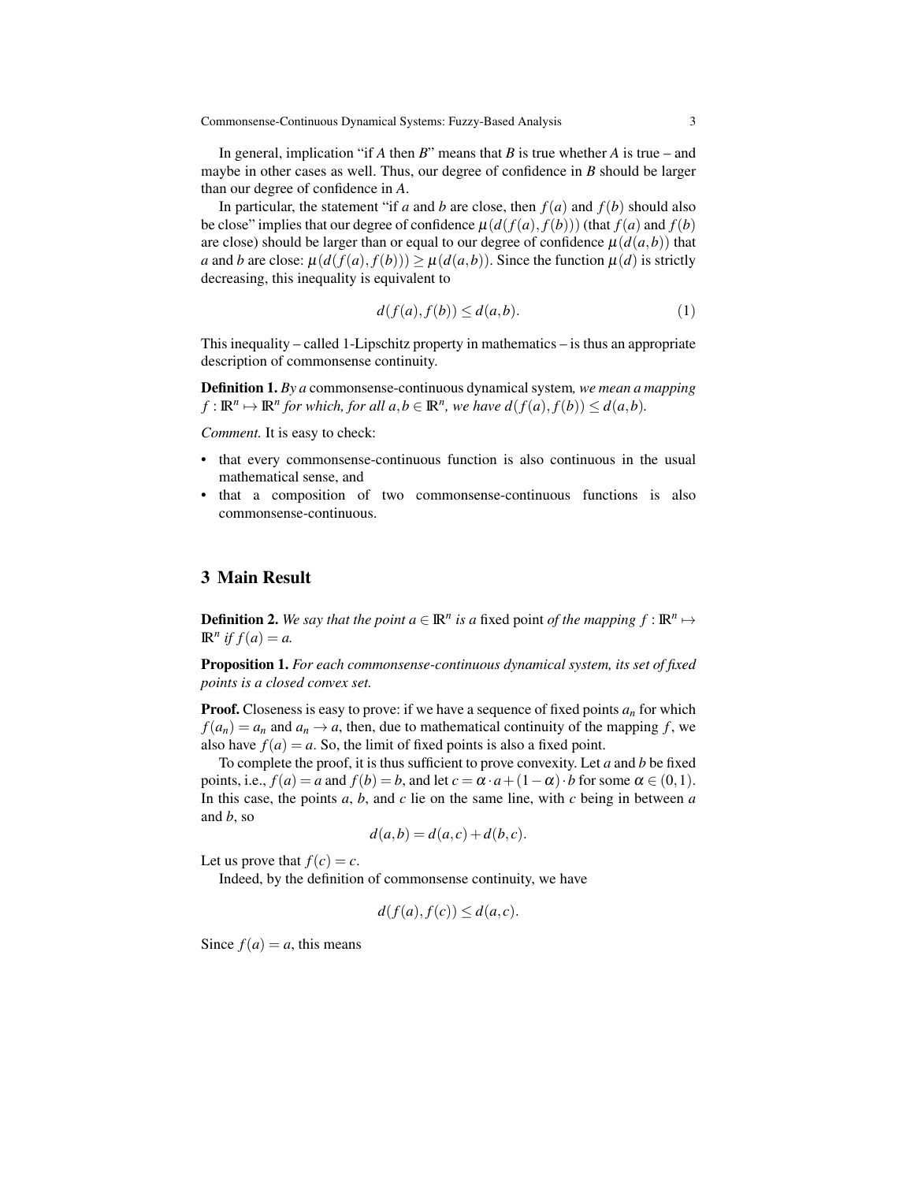In general, implication "if *A* then *B*" means that *B* is true whether *A* is true – and maybe in other cases as well. Thus, our degree of confidence in *B* should be larger than our degree of confidence in *A*.

In particular, the statement "if $a$ and $b$ are close, then $f(a)$ and $f(b)$ should also be close" implies that our degree of confidence $\mu(d(f(a), f(b)))$ (that $f(a)$ and $f(b)$ are close) should be larger than or equal to our degree of confidence $\mu(d(a,b))$ that $a$ and $b$ are close: $\mu(d(f(a), f(b))) \geq \mu(d(a,b))$. Since the function $\mu(d)$ is strictly decreasing, this inequality is equivalent to

$$d(f(a), f(b)) \leq d(a,b). \tag{1}$$

This inequality – called 1-Lipschitz property in mathematics – is thus an appropriate description of commonsense continuity.

**Definition 1.** *By a* commonsense-continuous dynamical system*, we mean a mapping* $f : \mathbb{R}^n \mapsto \mathbb{R}^n$ *for which, for all* $a, b \in \mathbb{R}^n$*, we have* $d(f(a), f(b)) \leq d(a,b)$*.*

*Comment.* It is easy to check:

- that every commonsense-continuous function is also continuous in the usual mathematical sense, and
- that a composition of two commonsense-continuous functions is also commonsense-continuous.

## 3 Main Result

**Definition 2.** *We say that the point* $a \in \mathbb{R}^n$ *is a* fixed point *of the mapping* $f : \mathbb{R}^n \mapsto \mathbb{R}^n$ *if* $f(a) = a$*.*

**Proposition 1.** *For each commonsense-continuous dynamical system, its set of fixed points is a closed convex set.*

**Proof.** Closeness is easy to prove: if we have a sequence of fixed points $a_n$ for which $f(a_n) = a_n$ and $a_n \to a$, then, due to mathematical continuity of the mapping $f$, we also have $f(a) = a$. So, the limit of fixed points is also a fixed point.

To complete the proof, it is thus sufficient to prove convexity. Let $a$ and $b$ be fixed points, i.e., $f(a) = a$ and $f(b) = b$, and let $c = \alpha \cdot a + (1 - \alpha) \cdot b$ for some $\alpha \in (0,1)$. In this case, the points $a$, $b$, and $c$ lie on the same line, with $c$ being in between $a$ and $b$, so

$$d(a,b) = d(a,c) + d(b,c).$$

Let us prove that $f(c) = c$.

Indeed, by the definition of commonsense continuity, we have

$$d(f(a), f(c)) \leq d(a,c).$$

Since $f(a) = a$, this means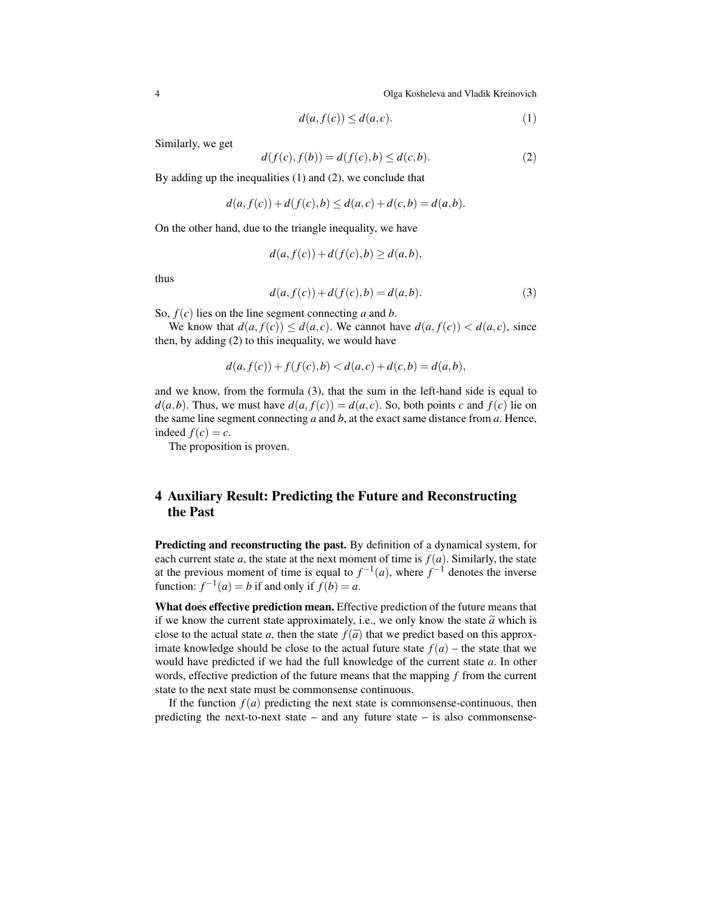$$d(a, f(c)) \leq d(a, c). \tag{1}$$

Similarly, we get

$$d(f(c), f(b)) = d(f(c), b) \leq d(c, b). \tag{2}$$

By adding up the inequalities (1) and (2), we conclude that

$$d(a, f(c)) + d(f(c), b) \leq d(a, c) + d(c, b) = d(a, b).$$

On the other hand, due to the triangle inequality, we have

$$d(a, f(c)) + d(f(c), b) \geq d(a, b),$$

thus

$$d(a, f(c)) + d(f(c), b) = d(a, b). \tag{3}$$

So, $f(c)$ lies on the line segment connecting $a$ and $b$.

We know that $d(a, f(c)) \leq d(a, c)$. We cannot have $d(a, f(c)) < d(a, c)$, since then, by adding (2) to this inequality, we would have

$$d(a, f(c)) + f(f(c), b) < d(a, c) + d(c, b) = d(a, b),$$

and we know, from the formula (3), that the sum in the left-hand side is equal to $d(a, b)$. Thus, we must have $d(a, f(c)) = d(a, c)$. So, both points $c$ and $f(c)$ lie on the same line segment connecting $a$ and $b$, at the exact same distance from $a$. Hence, indeed $f(c) = c$.

The proposition is proven.

## 4 Auxiliary Result: Predicting the Future and Reconstructing the Past

**Predicting and reconstructing the past.** By definition of a dynamical system, for each current state $a$, the state at the next moment of time is $f(a)$. Similarly, the state at the previous moment of time is equal to $f^{-1}(a)$, where $f^{-1}$ denotes the inverse function: $f^{-1}(a) = b$ if and only if $f(b) = a$.

**What does effective prediction mean.** Effective prediction of the future means that if we know the current state approximately, i.e., we only know the state $\widetilde{a}$ which is close to the actual state $a$, then the state $f(\widetilde{a})$ that we predict based on this approximate knowledge should be close to the actual future state $f(a)$ – the state that we would have predicted if we had the full knowledge of the current state $a$. In other words, effective prediction of the future means that the mapping $f$ from the current state to the next state must be commonsense continuous.

If the function $f(a)$ predicting the next state is commonsense-continuous, then predicting the next-to-next state – and any future state – is also commonsense-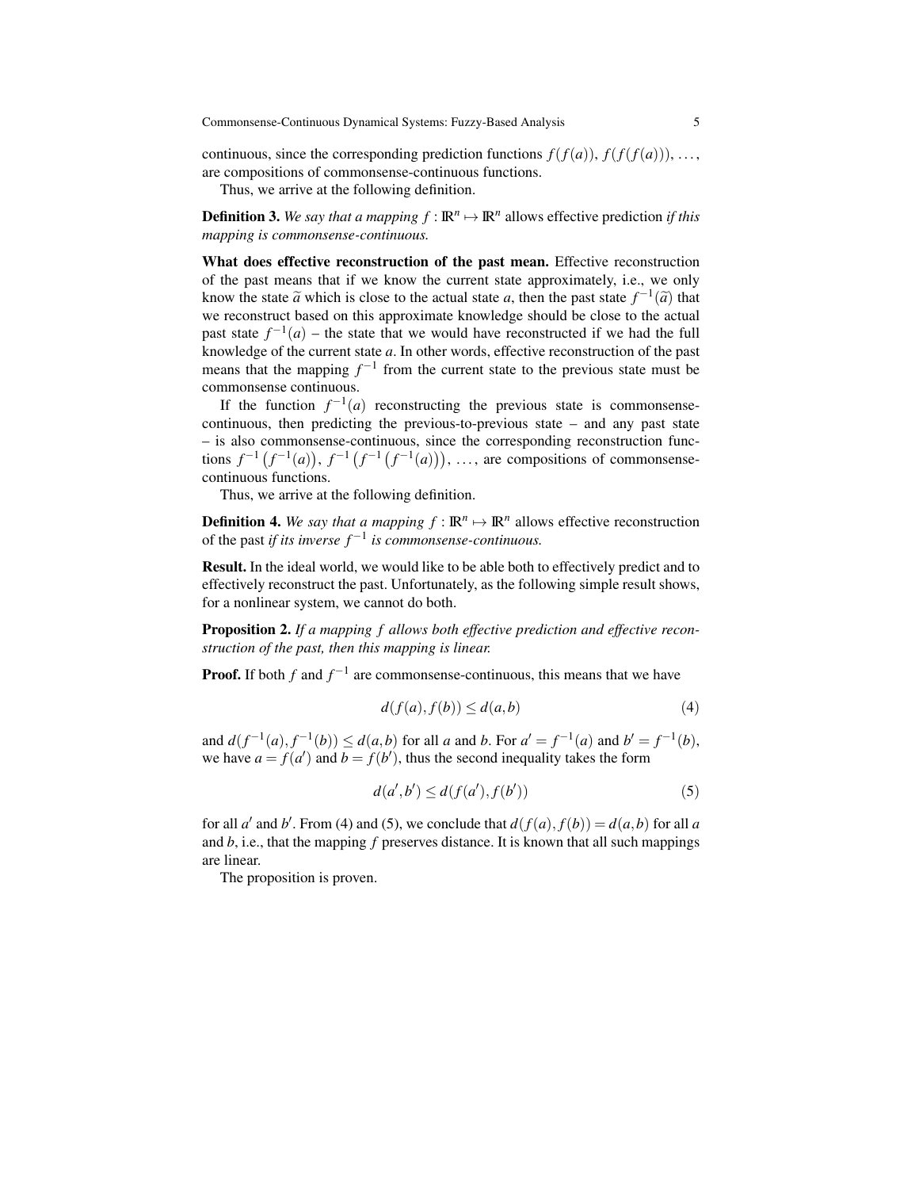continuous, since the corresponding prediction functions $f(f(a))$, $f(f(f(a)))$, $\ldots$, are compositions of commonsense-continuous functions.

Thus, we arrive at the following definition.

**Definition 3.** *We say that a mapping $f : \mathbb{R}^n \mapsto \mathbb{R}^n$ allows* effective prediction *if this mapping is commonsense-continuous.*

**What does effective reconstruction of the past mean.** Effective reconstruction of the past means that if we know the current state approximately, i.e., we only know the state $\widetilde{a}$ which is close to the actual state $a$, then the past state $f^{-1}(\widetilde{a})$ that we reconstruct based on this approximate knowledge should be close to the actual past state $f^{-1}(a)$ – the state that we would have reconstructed if we had the full knowledge of the current state $a$. In other words, effective reconstruction of the past means that the mapping $f^{-1}$ from the current state to the previous state must be commonsense continuous.

If the function $f^{-1}(a)$ reconstructing the previous state is commonsense-continuous, then predicting the previous-to-previous state – and any past state – is also commonsense-continuous, since the corresponding reconstruction functions $f^{-1}\left(f^{-1}(a)\right)$, $f^{-1}\left(f^{-1}\left(f^{-1}(a)\right)\right)$, $\ldots$, are compositions of commonsense-continuous functions.

Thus, we arrive at the following definition.

**Definition 4.** *We say that a mapping $f : \mathbb{R}^n \mapsto \mathbb{R}^n$ allows* effective reconstruction of the past *if its inverse $f^{-1}$ is commonsense-continuous.*

**Result.** In the ideal world, we would like to be able both to effectively predict and to effectively reconstruct the past. Unfortunately, as the following simple result shows, for a nonlinear system, we cannot do both.

**Proposition 2.** *If a mapping $f$ allows both effective prediction and effective reconstruction of the past, then this mapping is linear.*

**Proof.** If both $f$ and $f^{-1}$ are commonsense-continuous, this means that we have

$$d(f(a), f(b)) \le d(a,b) \tag{4}$$

and $d(f^{-1}(a), f^{-1}(b)) \le d(a,b)$ for all $a$ and $b$. For $a' = f^{-1}(a)$ and $b' = f^{-1}(b)$, we have $a = f(a')$ and $b = f(b')$, thus the second inequality takes the form

$$d(a', b') \le d(f(a'), f(b')) \tag{5}$$

for all $a'$ and $b'$. From (4) and (5), we conclude that $d(f(a), f(b)) = d(a,b)$ for all $a$ and $b$, i.e., that the mapping $f$ preserves distance. It is known that all such mappings are linear.

The proposition is proven.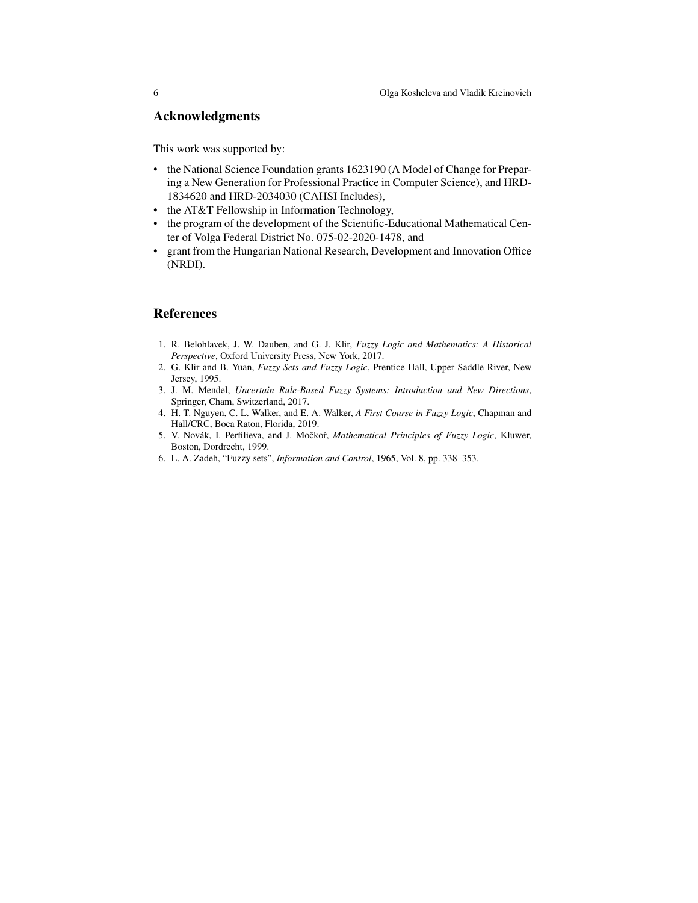## Acknowledgments

This work was supported by:

- the National Science Foundation grants 1623190 (A Model of Change for Preparing a New Generation for Professional Practice in Computer Science), and HRD-1834620 and HRD-2034030 (CAHSI Includes),
- the AT&T Fellowship in Information Technology,
- the program of the development of the Scientific-Educational Mathematical Center of Volga Federal District No. 075-02-2020-1478, and
- grant from the Hungarian National Research, Development and Innovation Office (NRDI).

## References

1. R. Belohlavek, J. W. Dauben, and G. J. Klir, *Fuzzy Logic and Mathematics: A Historical Perspective*, Oxford University Press, New York, 2017.
2. G. Klir and B. Yuan, *Fuzzy Sets and Fuzzy Logic*, Prentice Hall, Upper Saddle River, New Jersey, 1995.
3. J. M. Mendel, *Uncertain Rule-Based Fuzzy Systems: Introduction and New Directions*, Springer, Cham, Switzerland, 2017.
4. H. T. Nguyen, C. L. Walker, and E. A. Walker, *A First Course in Fuzzy Logic*, Chapman and Hall/CRC, Boca Raton, Florida, 2019.
5. V. Novák, I. Perfilieva, and J. Močkoř, *Mathematical Principles of Fuzzy Logic*, Kluwer, Boston, Dordrecht, 1999.
6. L. A. Zadeh, "Fuzzy sets", *Information and Control*, 1965, Vol. 8, pp. 338–353.